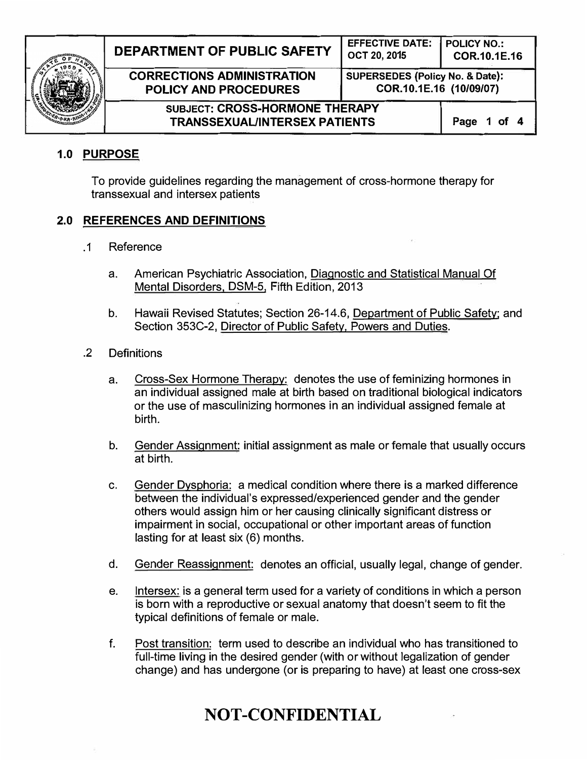| DEPARTMENT OF PUBLIC SAFETY | EFFECTIVE DATE: OCT 20, 2015 | POLICY NO.: COR.10.1E.16 |
| --- | --- | --- |
| CORRECTIONS ADMINISTRATION POLICY AND PROCEDURES | SUPERSEDES (Policy No. & Date): COR.10.1E.16 (10/09/07) | |
| SUBJECT: CROSS-HORMONE THERAPY TRANSSEXUAL/INTERSEX PATIENTS | | Page 1 of 4 |

## 1.0 PURPOSE

To provide guidelines regarding the management of cross-hormone therapy for transsexual and intersex patients

## 2.0 REFERENCES AND DEFINITIONS

.1 Reference

a. American Psychiatric Association, Diagnostic and Statistical Manual Of Mental Disorders, DSM-5, Fifth Edition, 2013

b. Hawaii Revised Statutes; Section 26-14.6, Department of Public Safety; and Section 353C-2, Director of Public Safety, Powers and Duties.

.2 Definitions

a. Cross-Sex Hormone Therapy: denotes the use of feminizing hormones in an individual assigned male at birth based on traditional biological indicators or the use of masculinizing hormones in an individual assigned female at birth.

b. Gender Assignment: initial assignment as male or female that usually occurs at birth.

c. Gender Dysphoria: a medical condition where there is a marked difference between the individual's expressed/experienced gender and the gender others would assign him or her causing clinically significant distress or impairment in social, occupational or other important areas of function lasting for at least six (6) months.

d. Gender Reassignment: denotes an official, usually legal, change of gender.

e. Intersex: is a general term used for a variety of conditions in which a person is born with a reproductive or sexual anatomy that doesn't seem to fit the typical definitions of female or male.

f. Post transition: term used to describe an individual who has transitioned to full-time living in the desired gender (with or without legalization of gender change) and has undergone (or is preparing to have) at least one cross-sex

**NOT-CONFIDENTIAL**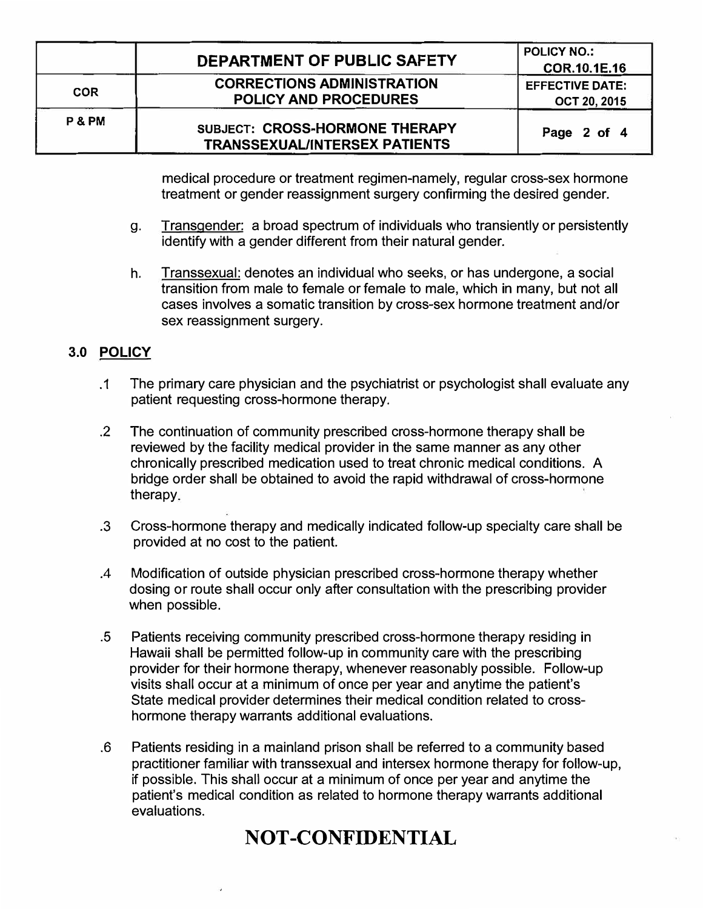medical procedure or treatment regimen-namely, regular cross-sex hormone treatment or gender reassignment surgery confirming the desired gender.

g. Transgender: a broad spectrum of individuals who transiently or persistently identify with a gender different from their natural gender.

h. Transsexual: denotes an individual who seeks, or has undergone, a social transition from male to female or female to male, which in many, but not all cases involves a somatic transition by cross-sex hormone treatment and/or sex reassignment surgery.

## 3.0 POLICY

.1 The primary care physician and the psychiatrist or psychologist shall evaluate any patient requesting cross-hormone therapy.

.2 The continuation of community prescribed cross-hormone therapy shall be reviewed by the facility medical provider in the same manner as any other chronically prescribed medication used to treat chronic medical conditions. A bridge order shall be obtained to avoid the rapid withdrawal of cross-hormone therapy.

.3 Cross-hormone therapy and medically indicated follow-up specialty care shall be provided at no cost to the patient.

.4 Modification of outside physician prescribed cross-hormone therapy whether dosing or route shall occur only after consultation with the prescribing provider when possible.

.5 Patients receiving community prescribed cross-hormone therapy residing in Hawaii shall be permitted follow-up in community care with the prescribing provider for their hormone therapy, whenever reasonably possible. Follow-up visits shall occur at a minimum of once per year and anytime the patient's State medical provider determines their medical condition related to cross-hormone therapy warrants additional evaluations.

.6 Patients residing in a mainland prison shall be referred to a community based practitioner familiar with transsexual and intersex hormone therapy for follow-up, if possible. This shall occur at a minimum of once per year and anytime the patient's medical condition as related to hormone therapy warrants additional evaluations.

**NOT-CONFIDENTIAL**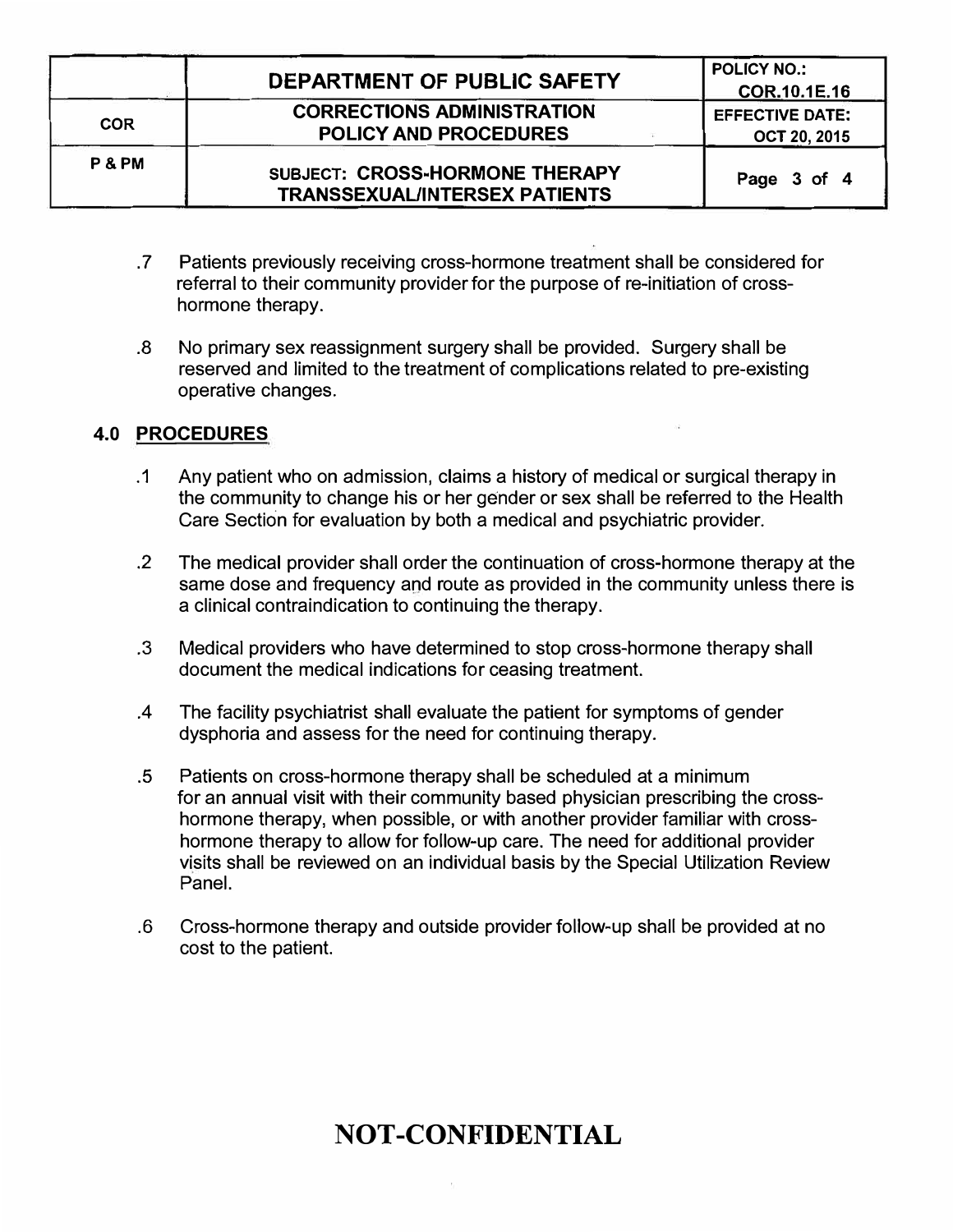.7 Patients previously receiving cross-hormone treatment shall be considered for referral to their community provider for the purpose of re-initiation of cross-hormone therapy.

.8 No primary sex reassignment surgery shall be provided. Surgery shall be reserved and limited to the treatment of complications related to pre-existing operative changes.

## 4.0 PROCEDURES

.1 Any patient who on admission, claims a history of medical or surgical therapy in the community to change his or her gender or sex shall be referred to the Health Care Section for evaluation by both a medical and psychiatric provider.

.2 The medical provider shall order the continuation of cross-hormone therapy at the same dose and frequency and route as provided in the community unless there is a clinical contraindication to continuing the therapy.

.3 Medical providers who have determined to stop cross-hormone therapy shall document the medical indications for ceasing treatment.

.4 The facility psychiatrist shall evaluate the patient for symptoms of gender dysphoria and assess for the need for continuing therapy.

.5 Patients on cross-hormone therapy shall be scheduled at a minimum for an annual visit with their community based physician prescribing the cross-hormone therapy, when possible, or with another provider familiar with cross-hormone therapy to allow for follow-up care. The need for additional provider visits shall be reviewed on an individual basis by the Special Utilization Review Panel.

.6 Cross-hormone therapy and outside provider follow-up shall be provided at no cost to the patient.

**NOT-CONFIDENTIAL**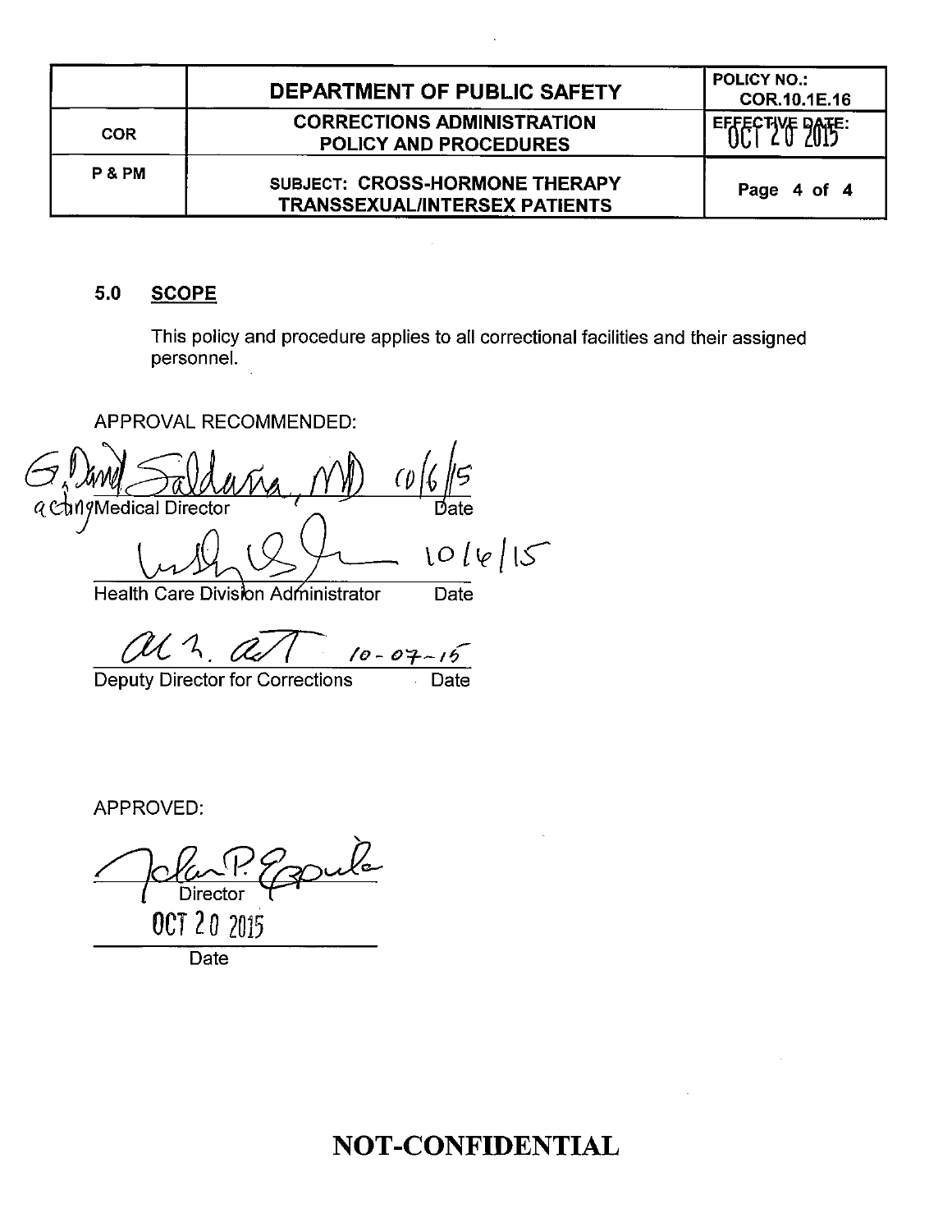| | DEPARTMENT OF PUBLIC SAFETY | POLICY NO.: COR.10.1E.16 |
| --- | --- | --- |
| COR | CORRECTIONS ADMINISTRATION POLICY AND PROCEDURES | EFFECTIVE DATE: OCT 20 2015 |
| P & PM | SUBJECT: CROSS-HORMONE THERAPY TRANSSEXUAL/INTERSEX PATIENTS | |

## 5.0 SCOPE

This policy and procedure applies to all correctional facilities and their assigned personnel.

APPROVAL RECOMMENDED:

G. David Saldana, MD 10/6/15
acting Medical Director Date

10/6/15
Health Care Division Administrator Date

10-07-15
Deputy Director for Corrections Date

APPROVED:

Nolan P. Espinda
Director

OCT 20 2015
Date

**NOT-CONFIDENTIAL**